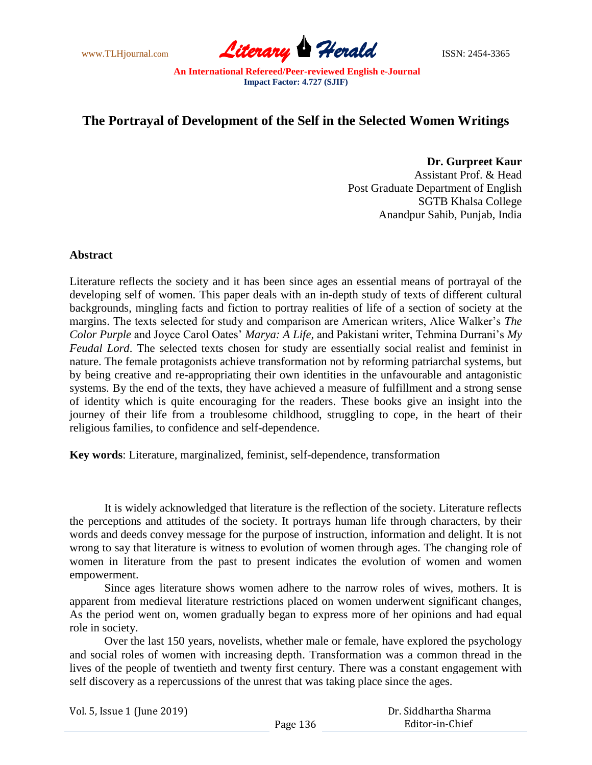# The Portrayal of Development of the Self in the Selected Women Writings

**Dr. Gurpreet Kaur**
Assistant Prof. & Head
Post Graduate Department of English
SGTB Khalsa College
Anandpur Sahib, Punjab, India

## Abstract

Literature reflects the society and it has been since ages an essential means of portrayal of the developing self of women. This paper deals with an in-depth study of texts of different cultural backgrounds, mingling facts and fiction to portray realities of life of a section of society at the margins. The texts selected for study and comparison are American writers, Alice Walker's *The Color Purple* and Joyce Carol Oates' *Marya: A Life,* and Pakistani writer, Tehmina Durrani's *My Feudal Lord*. The selected texts chosen for study are essentially social realist and feminist in nature. The female protagonists achieve transformation not by reforming patriarchal systems, but by being creative and re-appropriating their own identities in the unfavourable and antagonistic systems. By the end of the texts, they have achieved a measure of fulfillment and a strong sense of identity which is quite encouraging for the readers. These books give an insight into the journey of their life from a troublesome childhood, struggling to cope, in the heart of their religious families, to confidence and self-dependence.

**Key words**: Literature, marginalized, feminist, self-dependence, transformation

It is widely acknowledged that literature is the reflection of the society. Literature reflects the perceptions and attitudes of the society. It portrays human life through characters, by their words and deeds convey message for the purpose of instruction, information and delight. It is not wrong to say that literature is witness to evolution of women through ages. The changing role of women in literature from the past to present indicates the evolution of women and women empowerment.

Since ages literature shows women adhere to the narrow roles of wives, mothers. It is apparent from medieval literature restrictions placed on women underwent significant changes, As the period went on, women gradually began to express more of her opinions and had equal role in society.

Over the last 150 years, novelists, whether male or female, have explored the psychology and social roles of women with increasing depth. Transformation was a common thread in the lives of the people of twentieth and twenty first century. There was a constant engagement with self discovery as a repercussions of the unrest that was taking place since the ages.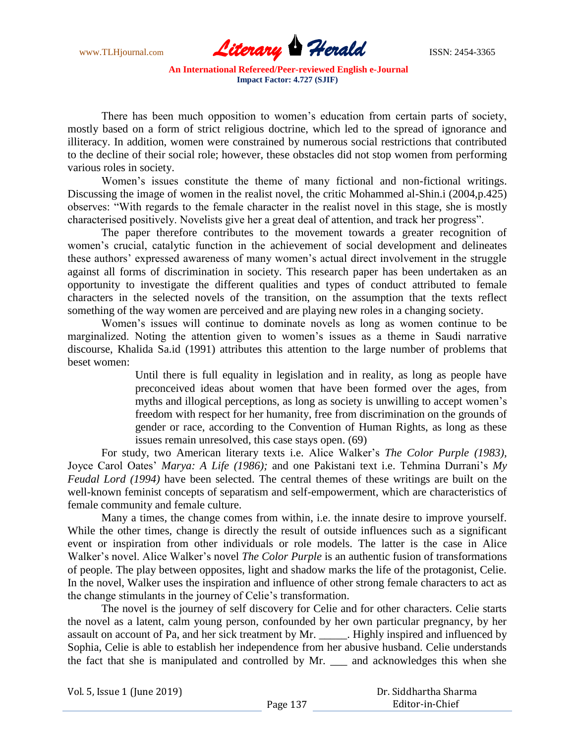There has been much opposition to women's education from certain parts of society, mostly based on a form of strict religious doctrine, which led to the spread of ignorance and illiteracy. In addition, women were constrained by numerous social restrictions that contributed to the decline of their social role; however, these obstacles did not stop women from performing various roles in society.

Women's issues constitute the theme of many fictional and non-fictional writings. Discussing the image of women in the realist novel, the critic Mohammed al-Shin.i (2004,p.425) observes: "With regards to the female character in the realist novel in this stage, she is mostly characterised positively. Novelists give her a great deal of attention, and track her progress".

The paper therefore contributes to the movement towards a greater recognition of women's crucial, catalytic function in the achievement of social development and delineates these authors' expressed awareness of many women's actual direct involvement in the struggle against all forms of discrimination in society. This research paper has been undertaken as an opportunity to investigate the different qualities and types of conduct attributed to female characters in the selected novels of the transition, on the assumption that the texts reflect something of the way women are perceived and are playing new roles in a changing society.

Women's issues will continue to dominate novels as long as women continue to be marginalized. Noting the attention given to women's issues as a theme in Saudi narrative discourse, Khalida Sa.id (1991) attributes this attention to the large number of problems that beset women:

> Until there is full equality in legislation and in reality, as long as people have preconceived ideas about women that have been formed over the ages, from myths and illogical perceptions, as long as society is unwilling to accept women's freedom with respect for her humanity, free from discrimination on the grounds of gender or race, according to the Convention of Human Rights, as long as these issues remain unresolved, this case stays open. (69)

For study, two American literary texts i.e. Alice Walker's *The Color Purple (1983),* Joyce Carol Oates' *Marya: A Life (1986);* and one Pakistani text i.e. Tehmina Durrani's *My Feudal Lord (1994)* have been selected. The central themes of these writings are built on the well-known feminist concepts of separatism and self-empowerment, which are characteristics of female community and female culture.

Many a times, the change comes from within, i.e. the innate desire to improve yourself. While the other times, change is directly the result of outside influences such as a significant event or inspiration from other individuals or role models. The latter is the case in Alice Walker's novel. Alice Walker's novel *The Color Purple* is an authentic fusion of transformations of people. The play between opposites, light and shadow marks the life of the protagonist, Celie. In the novel, Walker uses the inspiration and influence of other strong female characters to act as the change stimulants in the journey of Celie's transformation.

The novel is the journey of self discovery for Celie and for other characters. Celie starts the novel as a latent, calm young person, confounded by her own particular pregnancy, by her assault on account of Pa, and her sick treatment by Mr. _____. Highly inspired and influenced by Sophia, Celie is able to establish her independence from her abusive husband. Celie understands the fact that she is manipulated and controlled by Mr. ___ and acknowledges this when she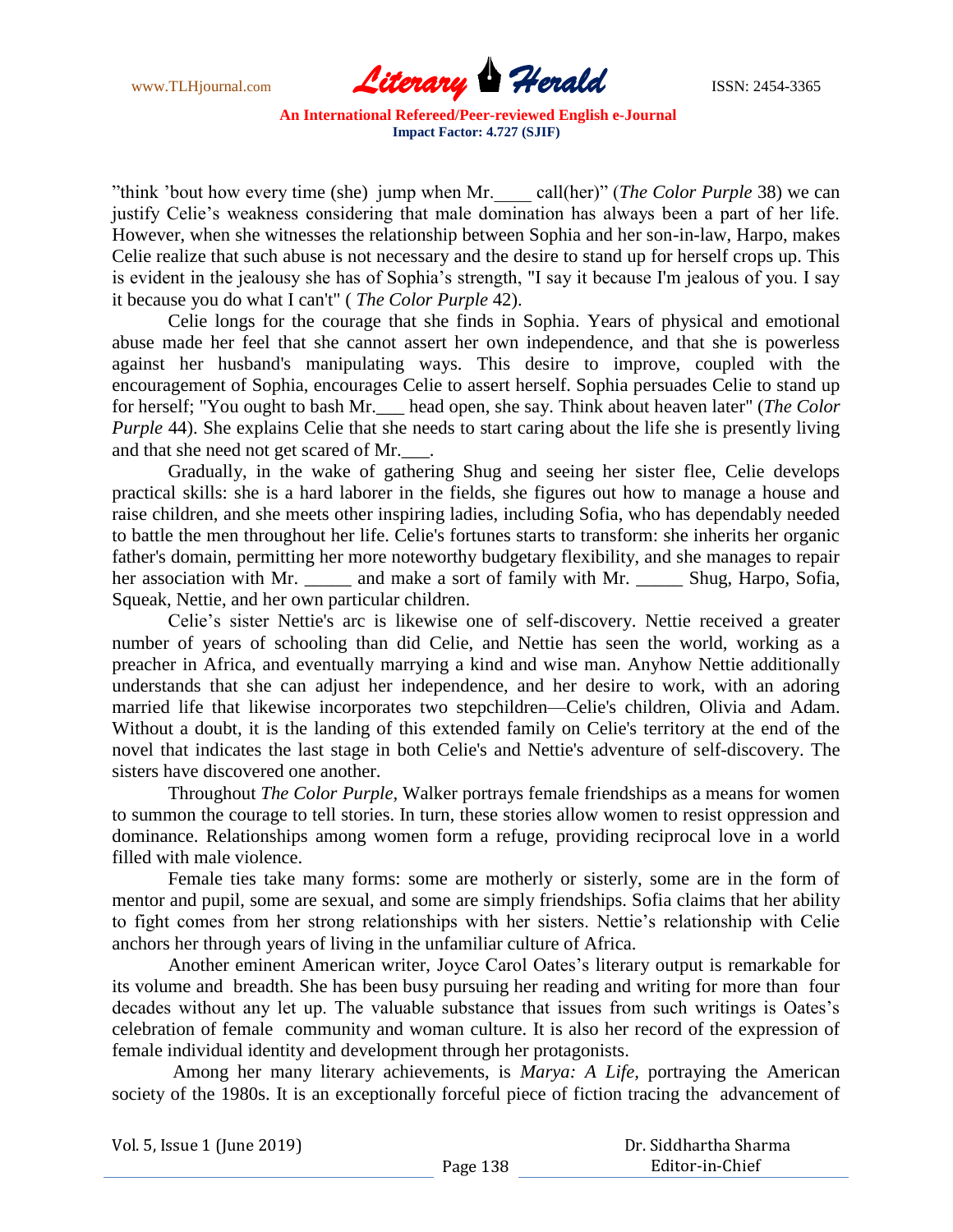"think 'bout how every time (she) jump when Mr.____ call(her)" (*The Color Purple* 38) we can justify Celie's weakness considering that male domination has always been a part of her life. However, when she witnesses the relationship between Sophia and her son-in-law, Harpo, makes Celie realize that such abuse is not necessary and the desire to stand up for herself crops up. This is evident in the jealousy she has of Sophia's strength, "I say it because I'm jealous of you. I say it because you do what I can't" ( *The Color Purple* 42).

Celie longs for the courage that she finds in Sophia. Years of physical and emotional abuse made her feel that she cannot assert her own independence, and that she is powerless against her husband's manipulating ways. This desire to improve, coupled with the encouragement of Sophia, encourages Celie to assert herself. Sophia persuades Celie to stand up for herself; "You ought to bash Mr.___ head open, she say. Think about heaven later" (*The Color Purple* 44). She explains Celie that she needs to start caring about the life she is presently living and that she need not get scared of Mr.___.

Gradually, in the wake of gathering Shug and seeing her sister flee, Celie develops practical skills: she is a hard laborer in the fields, she figures out how to manage a house and raise children, and she meets other inspiring ladies, including Sofia, who has dependably needed to battle the men throughout her life. Celie's fortunes starts to transform: she inherits her organic father's domain, permitting her more noteworthy budgetary flexibility, and she manages to repair her association with Mr. _____ and make a sort of family with Mr. _____ Shug, Harpo, Sofia, Squeak, Nettie, and her own particular children.

Celie's sister Nettie's arc is likewise one of self-discovery. Nettie received a greater number of years of schooling than did Celie, and Nettie has seen the world, working as a preacher in Africa, and eventually marrying a kind and wise man. Anyhow Nettie additionally understands that she can adjust her independence, and her desire to work, with an adoring married life that likewise incorporates two stepchildren—Celie's children, Olivia and Adam. Without a doubt, it is the landing of this extended family on Celie's territory at the end of the novel that indicates the last stage in both Celie's and Nettie's adventure of self-discovery. The sisters have discovered one another.

Throughout *The Color Purple*, Walker portrays female friendships as a means for women to summon the courage to tell stories. In turn, these stories allow women to resist oppression and dominance. Relationships among women form a refuge, providing reciprocal love in a world filled with male violence.

Female ties take many forms: some are motherly or sisterly, some are in the form of mentor and pupil, some are sexual, and some are simply friendships. Sofia claims that her ability to fight comes from her strong relationships with her sisters. Nettie's relationship with Celie anchors her through years of living in the unfamiliar culture of Africa.

Another eminent American writer, Joyce Carol Oates's literary output is remarkable for its volume and breadth. She has been busy pursuing her reading and writing for more than four decades without any let up. The valuable substance that issues from such writings is Oates's celebration of female community and woman culture. It is also her record of the expression of female individual identity and development through her protagonists.

Among her many literary achievements, is *Marya: A Life*, portraying the American society of the 1980s. It is an exceptionally forceful piece of fiction tracing the advancement of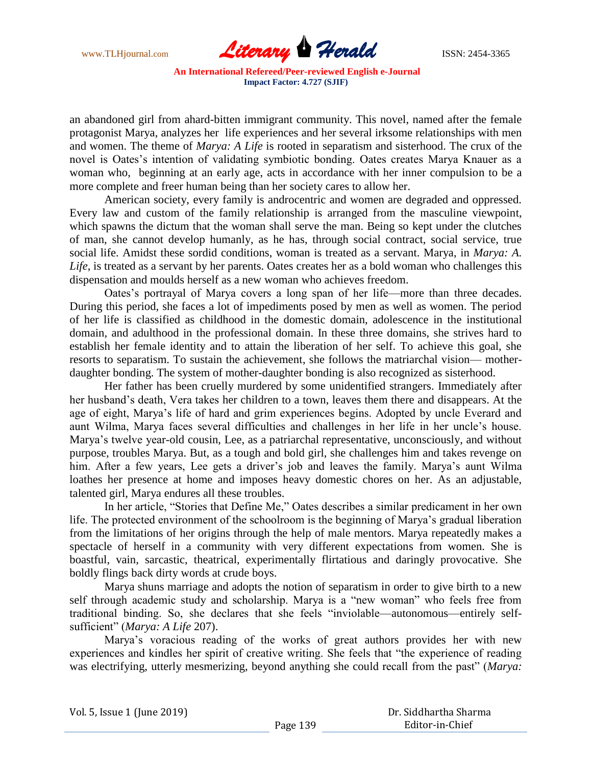an abandoned girl from ahard-bitten immigrant community. This novel, named after the female protagonist Marya, analyzes her life experiences and her several irksome relationships with men and women. The theme of *Marya: A Life* is rooted in separatism and sisterhood. The crux of the novel is Oates's intention of validating symbiotic bonding. Oates creates Marya Knauer as a woman who, beginning at an early age, acts in accordance with her inner compulsion to be a more complete and freer human being than her society cares to allow her.

American society, every family is androcentric and women are degraded and oppressed. Every law and custom of the family relationship is arranged from the masculine viewpoint, which spawns the dictum that the woman shall serve the man. Being so kept under the clutches of man, she cannot develop humanly, as he has, through social contract, social service, true social life. Amidst these sordid conditions, woman is treated as a servant. Marya, in *Marya: A. Life*, is treated as a servant by her parents. Oates creates her as a bold woman who challenges this dispensation and moulds herself as a new woman who achieves freedom.

Oates's portrayal of Marya covers a long span of her life—more than three decades. During this period, she faces a lot of impediments posed by men as well as women. The period of her life is classified as childhood in the domestic domain, adolescence in the institutional domain, and adulthood in the professional domain. In these three domains, she strives hard to establish her female identity and to attain the liberation of her self. To achieve this goal, she resorts to separatism. To sustain the achievement, she follows the matriarchal vision— mother-daughter bonding. The system of mother-daughter bonding is also recognized as sisterhood.

Her father has been cruelly murdered by some unidentified strangers. Immediately after her husband's death, Vera takes her children to a town, leaves them there and disappears. At the age of eight, Marya's life of hard and grim experiences begins. Adopted by uncle Everard and aunt Wilma, Marya faces several difficulties and challenges in her life in her uncle's house. Marya's twelve year-old cousin, Lee, as a patriarchal representative, unconsciously, and without purpose, troubles Marya. But, as a tough and bold girl, she challenges him and takes revenge on him. After a few years, Lee gets a driver's job and leaves the family. Marya's aunt Wilma loathes her presence at home and imposes heavy domestic chores on her. As an adjustable, talented girl, Marya endures all these troubles.

In her article, "Stories that Define Me," Oates describes a similar predicament in her own life. The protected environment of the schoolroom is the beginning of Marya's gradual liberation from the limitations of her origins through the help of male mentors. Marya repeatedly makes a spectacle of herself in a community with very different expectations from women. She is boastful, vain, sarcastic, theatrical, experimentally flirtatious and daringly provocative. She boldly flings back dirty words at crude boys.

Marya shuns marriage and adopts the notion of separatism in order to give birth to a new self through academic study and scholarship. Marya is a "new woman" who feels free from traditional binding. So, she declares that she feels "inviolable—autonomous—entirely self-sufficient" (*Marya: A Life* 207).

Marya's voracious reading of the works of great authors provides her with new experiences and kindles her spirit of creative writing. She feels that "the experience of reading was electrifying, utterly mesmerizing, beyond anything she could recall from the past" (*Marya:*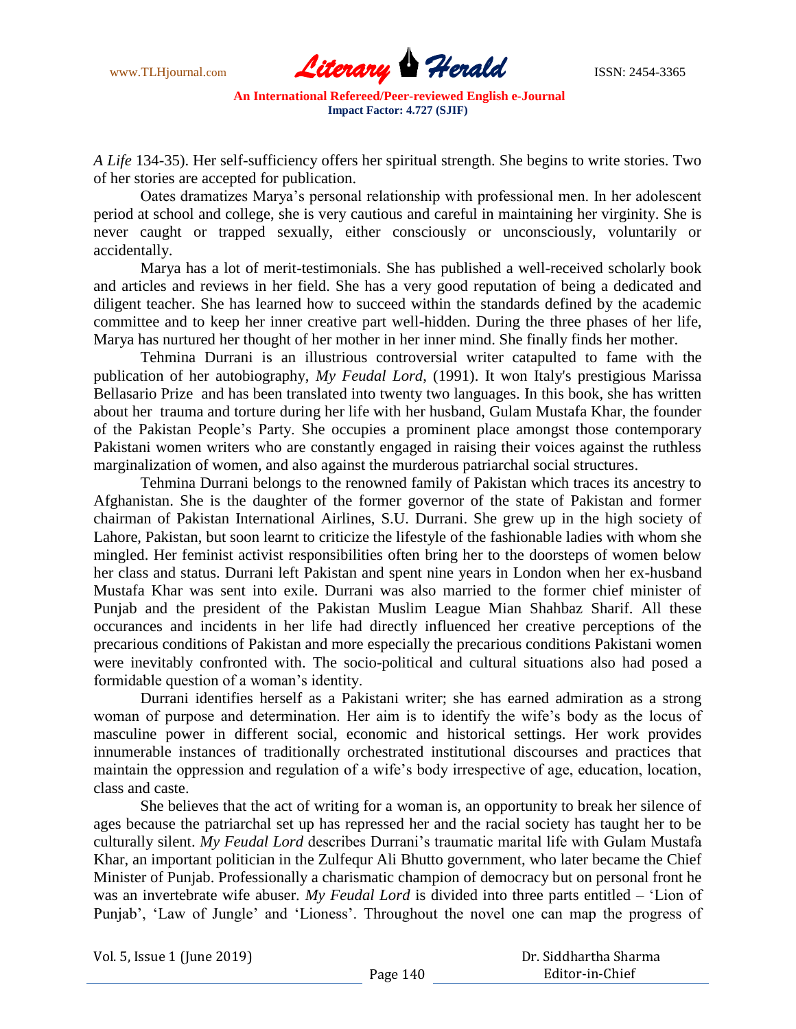*A Life* 134-35). Her self-sufficiency offers her spiritual strength. She begins to write stories. Two of her stories are accepted for publication.

Oates dramatizes Marya's personal relationship with professional men. In her adolescent period at school and college, she is very cautious and careful in maintaining her virginity. She is never caught or trapped sexually, either consciously or unconsciously, voluntarily or accidentally.

Marya has a lot of merit-testimonials. She has published a well-received scholarly book and articles and reviews in her field. She has a very good reputation of being a dedicated and diligent teacher. She has learned how to succeed within the standards defined by the academic committee and to keep her inner creative part well-hidden. During the three phases of her life, Marya has nurtured her thought of her mother in her inner mind. She finally finds her mother.

Tehmina Durrani is an illustrious controversial writer catapulted to fame with the publication of her autobiography, *My Feudal Lord*, (1991). It won Italy's prestigious Marissa Bellasario Prize and has been translated into twenty two languages. In this book, she has written about her trauma and torture during her life with her husband, Gulam Mustafa Khar, the founder of the Pakistan People's Party. She occupies a prominent place amongst those contemporary Pakistani women writers who are constantly engaged in raising their voices against the ruthless marginalization of women, and also against the murderous patriarchal social structures.

Tehmina Durrani belongs to the renowned family of Pakistan which traces its ancestry to Afghanistan. She is the daughter of the former governor of the state of Pakistan and former chairman of Pakistan International Airlines, S.U. Durrani. She grew up in the high society of Lahore, Pakistan, but soon learnt to criticize the lifestyle of the fashionable ladies with whom she mingled. Her feminist activist responsibilities often bring her to the doorsteps of women below her class and status. Durrani left Pakistan and spent nine years in London when her ex-husband Mustafa Khar was sent into exile. Durrani was also married to the former chief minister of Punjab and the president of the Pakistan Muslim League Mian Shahbaz Sharif. All these occurances and incidents in her life had directly influenced her creative perceptions of the precarious conditions of Pakistan and more especially the precarious conditions Pakistani women were inevitably confronted with. The socio-political and cultural situations also had posed a formidable question of a woman's identity.

Durrani identifies herself as a Pakistani writer; she has earned admiration as a strong woman of purpose and determination. Her aim is to identify the wife's body as the locus of masculine power in different social, economic and historical settings. Her work provides innumerable instances of traditionally orchestrated institutional discourses and practices that maintain the oppression and regulation of a wife's body irrespective of age, education, location, class and caste.

She believes that the act of writing for a woman is, an opportunity to break her silence of ages because the patriarchal set up has repressed her and the racial society has taught her to be culturally silent. *My Feudal Lord* describes Durrani's traumatic marital life with Gulam Mustafa Khar, an important politician in the Zulfequr Ali Bhutto government, who later became the Chief Minister of Punjab. Professionally a charismatic champion of democracy but on personal front he was an invertebrate wife abuser. *My Feudal Lord* is divided into three parts entitled – 'Lion of Punjab', 'Law of Jungle' and 'Lioness'. Throughout the novel one can map the progress of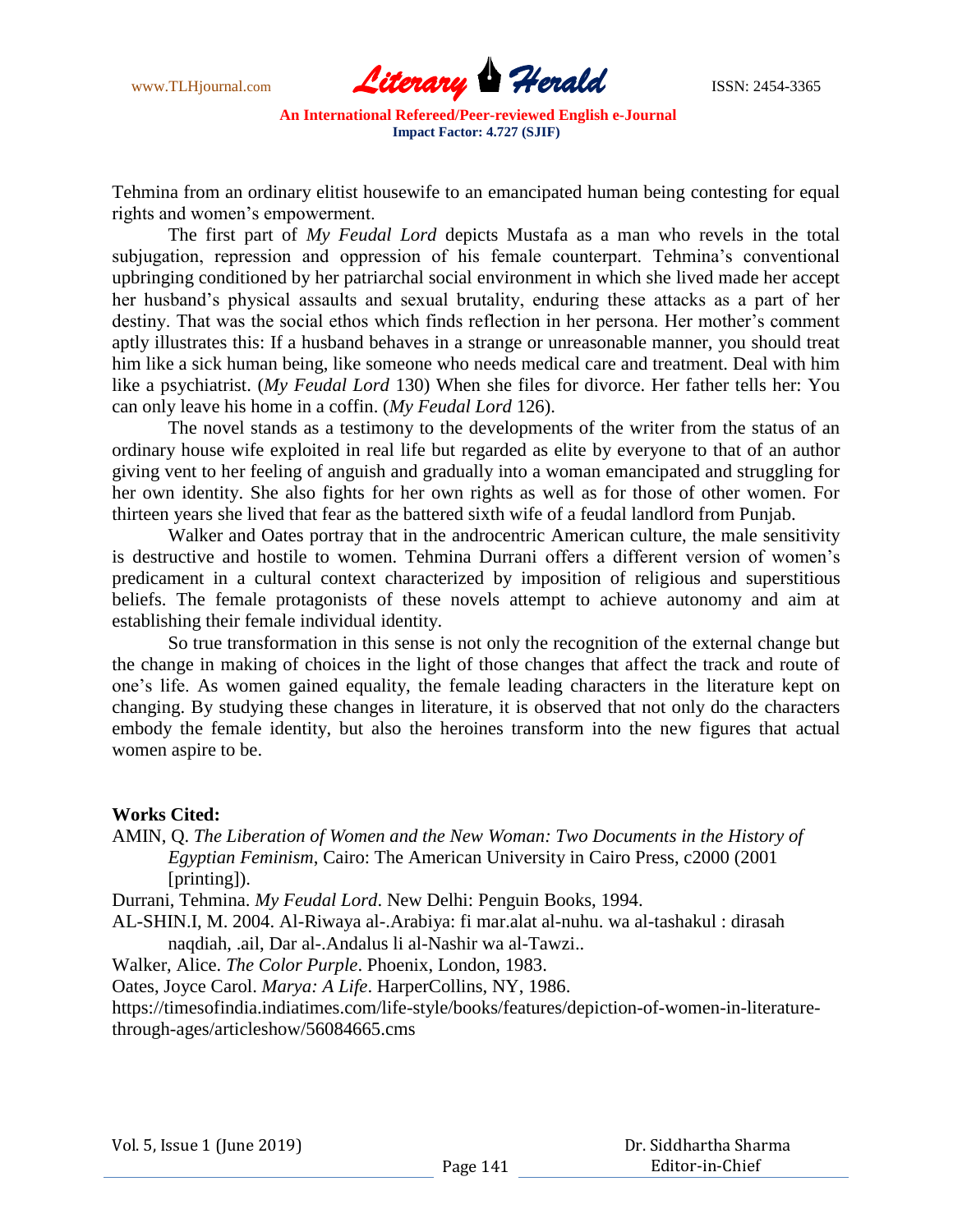Tehmina from an ordinary elitist housewife to an emancipated human being contesting for equal rights and women's empowerment.

The first part of *My Feudal Lord* depicts Mustafa as a man who revels in the total subjugation, repression and oppression of his female counterpart. Tehmina's conventional upbringing conditioned by her patriarchal social environment in which she lived made her accept her husband's physical assaults and sexual brutality, enduring these attacks as a part of her destiny. That was the social ethos which finds reflection in her persona. Her mother's comment aptly illustrates this: If a husband behaves in a strange or unreasonable manner, you should treat him like a sick human being, like someone who needs medical care and treatment. Deal with him like a psychiatrist. (*My Feudal Lord* 130) When she files for divorce. Her father tells her: You can only leave his home in a coffin. (*My Feudal Lord* 126).

The novel stands as a testimony to the developments of the writer from the status of an ordinary house wife exploited in real life but regarded as elite by everyone to that of an author giving vent to her feeling of anguish and gradually into a woman emancipated and struggling for her own identity. She also fights for her own rights as well as for those of other women. For thirteen years she lived that fear as the battered sixth wife of a feudal landlord from Punjab.

Walker and Oates portray that in the androcentric American culture, the male sensitivity is destructive and hostile to women. Tehmina Durrani offers a different version of women's predicament in a cultural context characterized by imposition of religious and superstitious beliefs. The female protagonists of these novels attempt to achieve autonomy and aim at establishing their female individual identity.

So true transformation in this sense is not only the recognition of the external change but the change in making of choices in the light of those changes that affect the track and route of one's life. As women gained equality, the female leading characters in the literature kept on changing. By studying these changes in literature, it is observed that not only do the characters embody the female identity, but also the heroines transform into the new figures that actual women aspire to be.

**Works Cited:**

AMIN, Q. *The Liberation of Women and the New Woman: Two Documents in the History of Egyptian Feminism*, Cairo: The American University in Cairo Press, c2000 (2001 [printing]).

Durrani, Tehmina. *My Feudal Lord*. New Delhi: Penguin Books, 1994.

AL-SHIN.I, M. 2004. Al-Riwaya al-.Arabiya: fi mar.alat al-nuhu. wa al-tashakul : dirasah naqdiah, .ail, Dar al-.Andalus li al-Nashir wa al-Tawzi..

Walker, Alice. *The Color Purple*. Phoenix, London, 1983.

Oates, Joyce Carol. *Marya: A Life*. HarperCollins, NY, 1986.

https://timesofindia.indiatimes.com/life-style/books/features/depiction-of-women-in-literature-through-ages/articleshow/56084665.cms